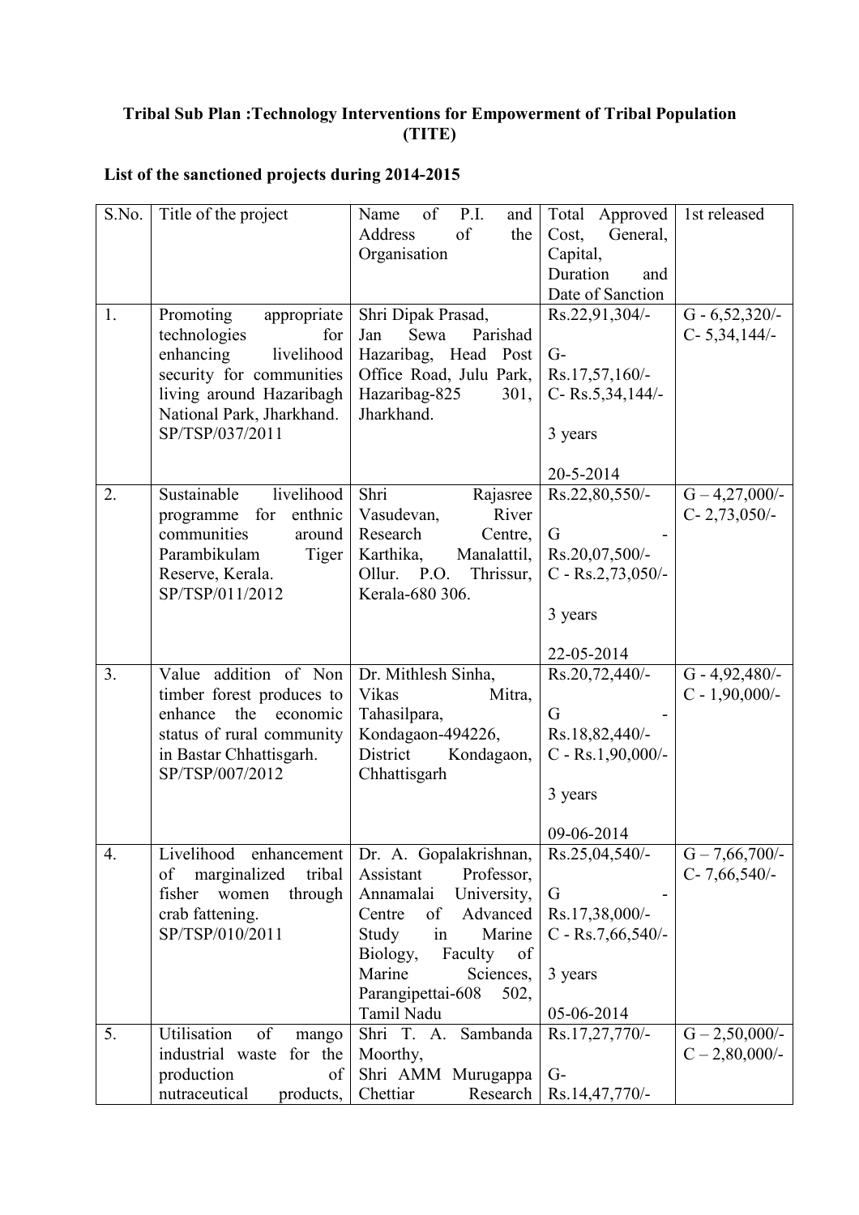**Tribal Sub Plan :Technology Interventions for Empowerment of Tribal Population (TITE)**

**List of the sanctioned projects during 2014-2015**

| S.No. | Title of the project | Name of P.I. and Address of the Organisation | Total Approved Cost, General, Capital, Duration and Date of Sanction | 1st released |
|---|---|---|---|---|
| 1. | Promoting appropriate technologies for enhancing livelihood security for communities living around Hazaribagh National Park, Jharkhand. SP/TSP/037/2011 | Shri Dipak Prasad, Jan Sewa Parishad Hazaribag, Head Post Office Road, Julu Park, Hazaribag-825 301, Jharkhand. | Rs.22,91,304/-<br><br>G- Rs.17,57,160/-<br>C- Rs.5,34,144/-<br><br>3 years<br><br>20-5-2014 | G - 6,52,320/-<br>C- 5,34,144/- |
| 2. | Sustainable livelihood programme for enthnic communities around Parambikulam Tiger Reserve, Kerala. SP/TSP/011/2012 | Shri Rajasree Vasudevan, River Research Centre, Karthika, Manalattil, Ollur. P.O. Thrissur, Kerala-680 306. | Rs.22,80,550/-<br><br>G - Rs.20,07,500/-<br>C - Rs.2,73,050/-<br><br>3 years<br><br>22-05-2014 | G – 4,27,000/-<br>C- 2,73,050/- |
| 3. | Value addition of Non timber forest produces to enhance the economic status of rural community in Bastar Chhattisgarh. SP/TSP/007/2012 | Dr. Mithlesh Sinha, Vikas Mitra, Tahasilpara, Kondagaon-494226, District Kondagaon, Chhattisgarh | Rs.20,72,440/-<br><br>G - Rs.18,82,440/-<br>C - Rs.1,90,000/-<br><br>3 years<br><br>09-06-2014 | G - 4,92,480/-<br>C - 1,90,000/- |
| 4. | Livelihood enhancement of marginalized tribal fisher women through crab fattening. SP/TSP/010/2011 | Dr. A. Gopalakrishnan, Assistant Professor, Annamalai University, Centre of Advanced Study in Marine Biology, Faculty of Marine Sciences, Parangipettai-608 502, Tamil Nadu | Rs.25,04,540/-<br><br>G - Rs.17,38,000/-<br>C - Rs.7,66,540/-<br><br>3 years<br><br>05-06-2014 | G – 7,66,700/-<br>C- 7,66,540/- |
| 5. | Utilisation of mango industrial waste for the production of nutraceutical products, | Shri T. A. Sambanda Moorthy,<br>Shri AMM Murugappa Chettiar Research | Rs.17,27,770/-<br><br>G- Rs.14,47,770/- | G – 2,50,000/-<br>C – 2,80,000/- |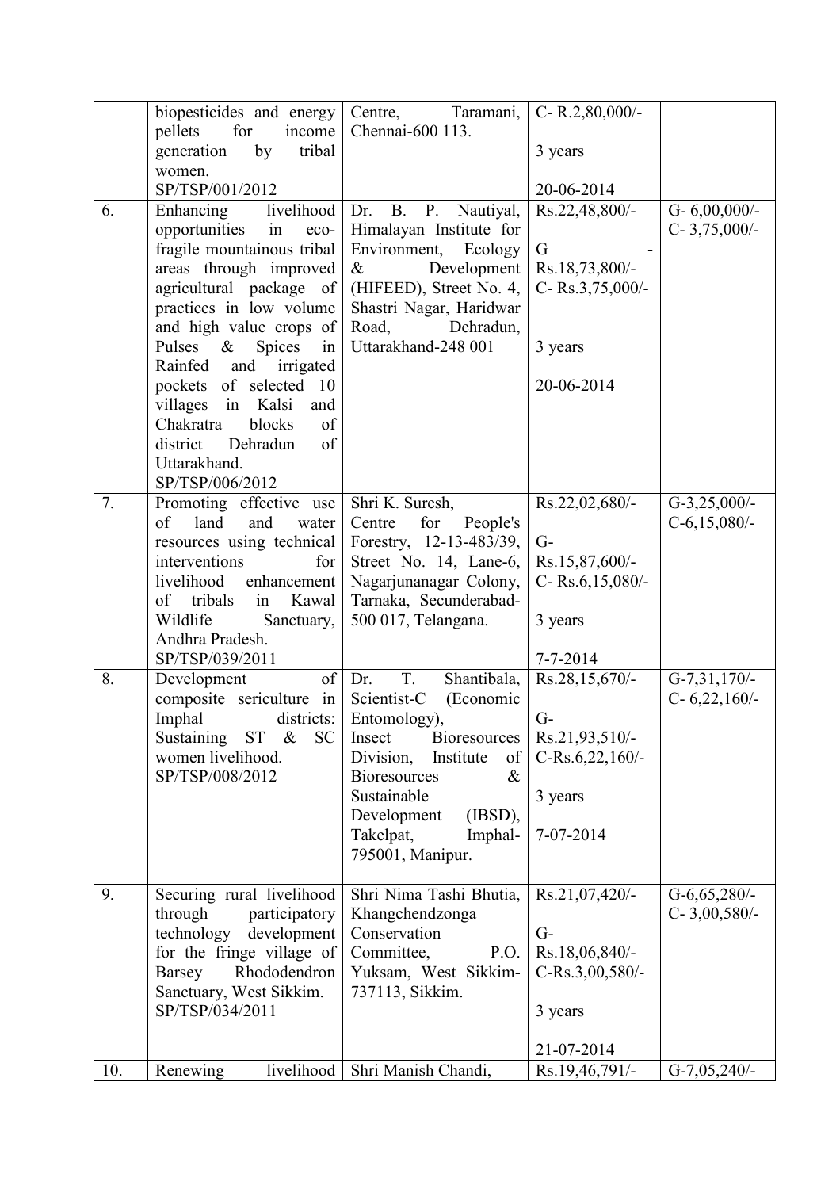| | | | | |
|---|---|---|---|---|
| | biopesticides and energy pellets for income generation by tribal women.<br>SP/TSP/001/2012 | Centre, Taramani, Chennai-600 113. | C- R.2,80,000/-<br><br>3 years<br><br>20-06-2014 | |
| 6. | Enhancing livelihood opportunities in eco-fragile mountainous tribal areas through improved agricultural package of practices in low volume and high value crops of Pulses & Spices in Rainfed and irrigated pockets of selected 10 villages in Kalsi and Chakratra blocks of district Dehradun of Uttarakhand.<br>SP/TSP/006/2012 | Dr. B. P. Nautiyal, Himalayan Institute for Environment, Ecology & Development (HIFEED), Street No. 4, Shastri Nagar, Haridwar Road, Dehradun, Uttarakhand-248 001 | Rs.22,48,800/-<br><br>G - Rs.18,73,800/-<br>C- Rs.3,75,000/-<br><br>3 years<br><br>20-06-2014 | G- 6,00,000/-<br>C- 3,75,000/- |
| 7. | Promoting effective use of land and water resources using technical interventions for livelihood enhancement of tribals in Kawal Wildlife Sanctuary, Andhra Pradesh.<br>SP/TSP/039/2011 | Shri K. Suresh, Centre for People's Forestry, 12-13-483/39, Street No. 14, Lane-6, Nagarjunanagar Colony, Tarnaka, Secunderabad-500 017, Telangana. | Rs.22,02,680/-<br><br>G- Rs.15,87,600/-<br>C- Rs.6,15,080/-<br><br>3 years<br><br>7-7-2014 | G-3,25,000/-<br>C-6,15,080/- |
| 8. | Development of composite sericulture in Imphal districts: Sustaining ST & SC women livelihood.<br>SP/TSP/008/2012 | Dr. T. Shantibala, Scientist-C (Economic Entomology), Insect Bioresources Division, Institute of Bioresources & Sustainable Development (IBSD), Takelpat, Imphal-795001, Manipur. | Rs.28,15,670/-<br><br>G- Rs.21,93,510/-<br>C-Rs.6,22,160/-<br><br>3 years<br><br>7-07-2014 | G-7,31,170/-<br>C- 6,22,160/- |
| 9. | Securing rural livelihood through participatory technology development for the fringe village of Barsey Rhododendron Sanctuary, West Sikkim.<br>SP/TSP/034/2011 | Shri Nima Tashi Bhutia, Khangchendzonga Conservation Committee, P.O. Yuksam, West Sikkim-737113, Sikkim. | Rs.21,07,420/-<br><br>G- Rs.18,06,840/-<br>C-Rs.3,00,580/-<br><br>3 years<br><br>21-07-2014 | G-6,65,280/-<br>C- 3,00,580/- |
| 10. | Renewing livelihood | Shri Manish Chandi, | Rs.19,46,791/- | G-7,05,240/- |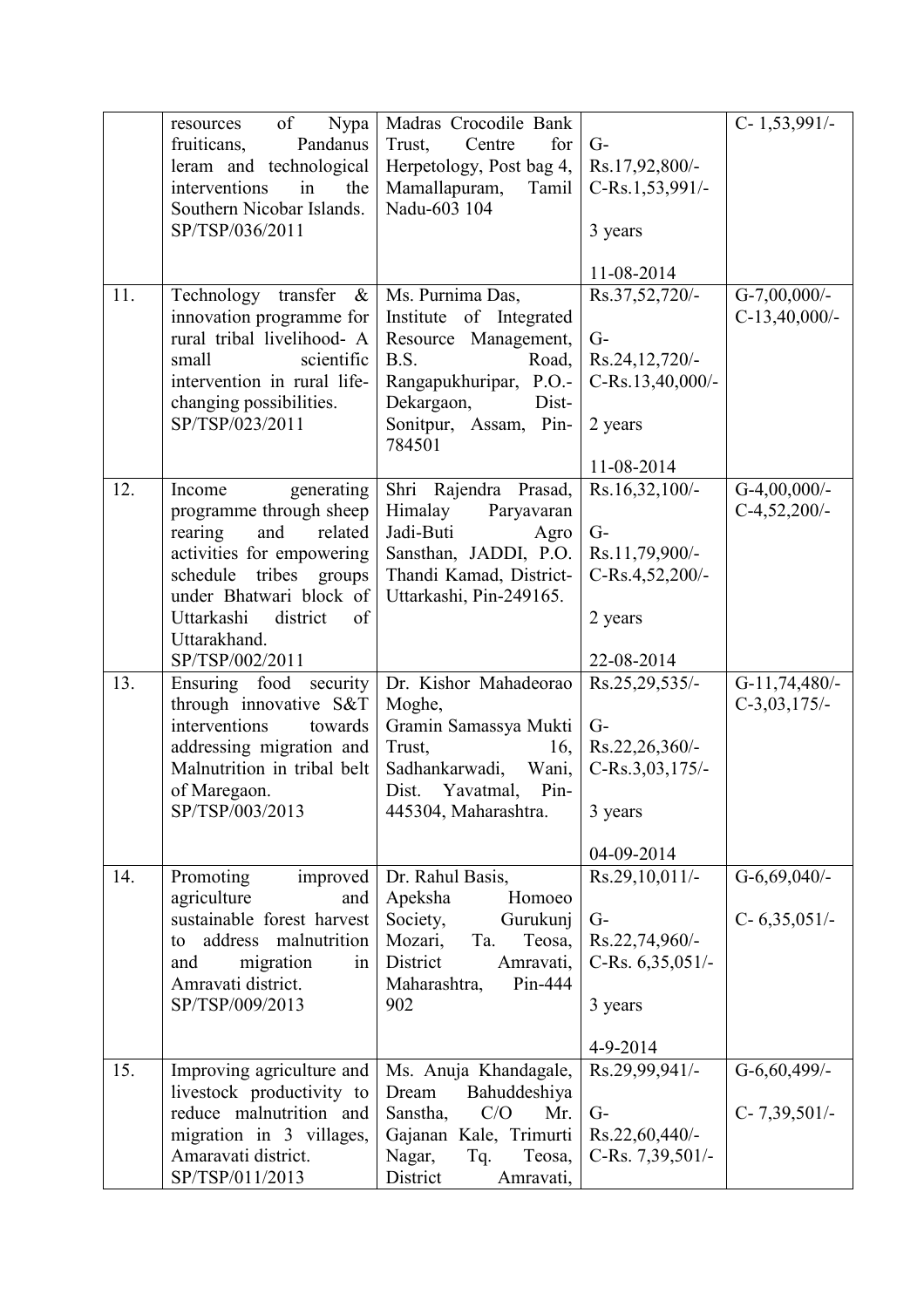|  |  |  |  |  |
|---|---|---|---|---|
|  | resources of Nypa fruiticans, Pandanus leram and technological interventions in the Southern Nicobar Islands. SP/TSP/036/2011 | Madras Crocodile Bank Trust, Centre for Herpetology, Post bag 4, Mamallapuram, Tamil Nadu-603 104 | G- Rs.17,92,800/- C-Rs.1,53,991/- 3 years 11-08-2014 | C- 1,53,991/- |
| 11. | Technology transfer & innovation programme for rural tribal livelihood- A small scientific intervention in rural life-changing possibilities. SP/TSP/023/2011 | Ms. Purnima Das, Institute of Integrated Resource Management, B.S. Road, Rangapukhuripar, P.O.- Dekargaon, Dist- Sonitpur, Assam, Pin-784501 | Rs.37,52,720/- G- Rs.24,12,720/- C-Rs.13,40,000/- 2 years 11-08-2014 | G-7,00,000/- C-13,40,000/- |
| 12. | Income generating programme through sheep rearing and related activities for empowering schedule tribes groups under Bhatwari block of Uttarkashi district of Uttarakhand. SP/TSP/002/2011 | Shri Rajendra Prasad, Himalay Paryavaran Jadi-Buti Agro Sansthan, JADDI, P.O. Thandi Kamad, District-Uttarkashi, Pin-249165. | Rs.16,32,100/- G- Rs.11,79,900/- C-Rs.4,52,200/- 2 years 22-08-2014 | G-4,00,000/- C-4,52,200/- |
| 13. | Ensuring food security through innovative S&T interventions towards addressing migration and Malnutrition in tribal belt of Maregaon. SP/TSP/003/2013 | Dr. Kishor Mahadeorao Moghe, Gramin Samassya Mukti Trust, 16, Sadhankarwadi, Wani, Dist. Yavatmal, Pin-445304, Maharashtra. | Rs.25,29,535/- G- Rs.22,26,360/- C-Rs.3,03,175/- 3 years 04-09-2014 | G-11,74,480/- C-3,03,175/- |
| 14. | Promoting improved agriculture and sustainable forest harvest to address malnutrition and migration in Amravati district. SP/TSP/009/2013 | Dr. Rahul Basis, Apeksha Homoeo Society, Gurukunj Mozari, Ta. Teosa, District Amravati, Maharashtra, Pin-444 902 | Rs.29,10,011/- G- Rs.22,74,960/- C-Rs. 6,35,051/- 3 years 4-9-2014 | G-6,69,040/- C- 6,35,051/- |
| 15. | Improving agriculture and livestock productivity to reduce malnutrition and migration in 3 villages, Amaravati district. SP/TSP/011/2013 | Ms. Anuja Khandagale, Dream Bahuddeshiya Sanstha, C/O Mr. Gajanan Kale, Trimurti Nagar, Tq. Teosa, District Amravati, | Rs.29,99,941/- G- Rs.22,60,440/- C-Rs. 7,39,501/- | G-6,60,499/- C- 7,39,501/- |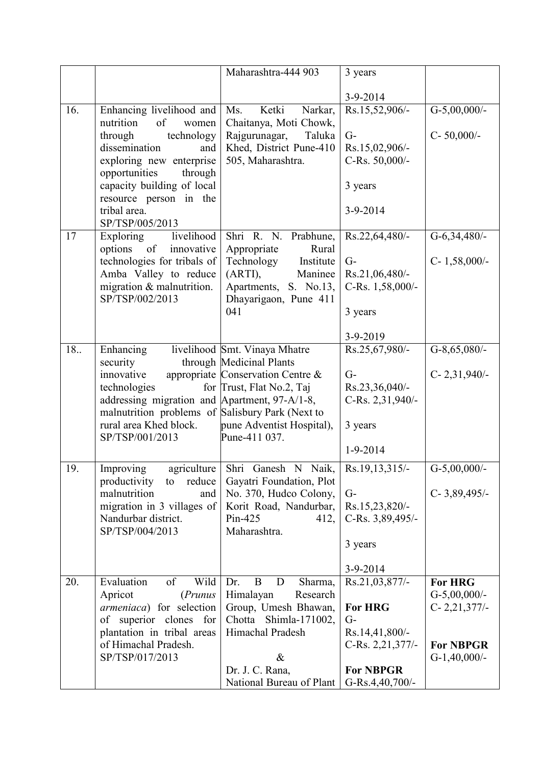| | | | | |
|---|---|---|---|---|
| | | Maharashtra-444 903 | 3 years<br><br>3-9-2014 | |
| 16. | Enhancing livelihood and nutrition of women through technology dissemination and exploring new enterprise opportunities through capacity building of local resource person in the tribal area.<br>SP/TSP/005/2013 | Ms. Ketki Narkar, Chaitanya, Moti Chowk, Rajgurunagar, Taluka Khed, District Pune-410 505, Maharashtra. | Rs.15,52,906/-<br><br>G-<br>Rs.15,02,906/-<br>C-Rs. 50,000/-<br><br>3 years<br><br>3-9-2014 | G-5,00,000/-<br><br>C- 50,000/- |
| 17 | Exploring livelihood options of innovative technologies for tribals of Amba Valley to reduce migration & malnutrition.<br>SP/TSP/002/2013 | Shri R. N. Prabhune, Appropriate Rural Technology Institute (ARTI), Maninee Apartments, S. No.13, Dhayarigaon, Pune 411 041 | Rs.22,64,480/-<br><br>G-<br>Rs.21,06,480/-<br>C-Rs. 1,58,000/-<br><br>3 years<br><br>3-9-2019 | G-6,34,480/-<br><br>C- 1,58,000/- |
| 18.. | Enhancing livelihood security through innovative appropriate technologies for addressing migration and malnutrition problems of rural area Khed block.<br>SP/TSP/001/2013 | Smt. Vinaya Mhatre Medicinal Plants Conservation Centre & Trust, Flat No.2, Taj Apartment, 97-A/1-8, Salisbury Park (Next to pune Adventist Hospital), Pune-411 037. | Rs.25,67,980/-<br><br>G-<br>Rs.23,36,040/-<br>C-Rs. 2,31,940/-<br><br>3 years<br><br>1-9-2014 | G-8,65,080/-<br><br>C- 2,31,940/- |
| 19. | Improving agriculture productivity to reduce malnutrition and migration in 3 villages of Nandurbar district.<br>SP/TSP/004/2013 | Shri Ganesh N Naik, Gayatri Foundation, Plot No. 370, Hudco Colony, Korit Road, Nandurbar, Pin-425 412, Maharashtra. | Rs.19,13,315/-<br><br>G-<br>Rs.15,23,820/-<br>C-Rs. 3,89,495/-<br><br>3 years<br><br>3-9-2014 | G-5,00,000/-<br><br>C- 3,89,495/- |
| 20. | Evaluation of Wild Apricot (*Prunus armeniaca*) for selection of superior clones for plantation in tribal areas of Himachal Pradesh.<br>SP/TSP/017/2013 | Dr. B D Sharma, Himalayan Research Group, Umesh Bhawan, Chotta Shimla-171002, Himachal Pradesh<br><br>&<br>Dr. J. C. Rana, National Bureau of Plant | Rs.21,03,877/-<br><br>**For HRG**<br>G-<br>Rs.14,41,800/-<br>C-Rs. 2,21,377/-<br><br>**For NBPGR**<br>G-Rs.4,40,700/- | **For HRG**<br>G-5,00,000/-<br>C- 2,21,377/-<br><br>**For NBPGR**<br>G-1,40,000/- |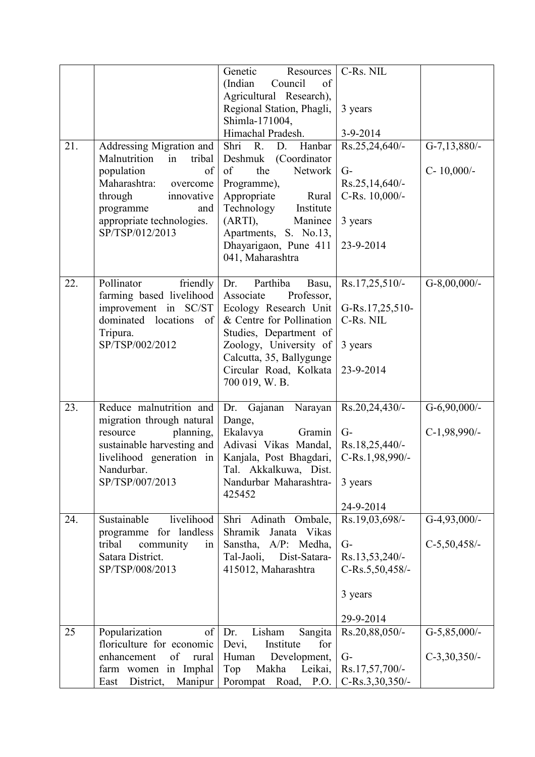| | | | | |
|---|---|---|---|---|
| | | Genetic Resources (Indian Council of Agricultural Research), Regional Station, Phagli, Shimla-171004, Himachal Pradesh. | C-Rs. NIL<br><br>3 years<br><br>3-9-2014 | |
| 21. | Addressing Migration and Malnutrition in tribal population of Maharashtra: overcome through innovative programme and appropriate technologies.<br>SP/TSP/012/2013 | Shri R. D. Hanbar Deshmuk (Coordinator of the Network Programme), Appropriate Rural Technology Institute (ARTI), Maninee Apartments, S. No.13, Dhayarigaon, Pune 411 041, Maharashtra | Rs.25,24,640/-<br><br>G-Rs.25,14,640/-<br>C-Rs. 10,000/-<br><br>3 years<br><br>23-9-2014 | G-7,13,880/-<br><br>C- 10,000/- |
| 22. | Pollinator friendly farming based livelihood improvement in SC/ST dominated locations of Tripura.<br>SP/TSP/002/2012 | Dr. Parthiba Basu, Associate Professor, Ecology Research Unit & Centre for Pollination Studies, Department of Zoology, University of Calcutta, 35, Ballygunge Circular Road, Kolkata 700 019, W. B. | Rs.17,25,510/-<br><br>G-Rs.17,25,510-<br>C-Rs. NIL<br><br>3 years<br><br>23-9-2014 | G-8,00,000/- |
| 23. | Reduce malnutrition and migration through natural resource planning, sustainable harvesting and livelihood generation in Nandurbar.<br>SP/TSP/007/2013 | Dr. Gajanan Narayan Dange, Ekalavya Gramin Adivasi Vikas Mandal, Kanjala, Post Bhagdari, Tal. Akkalkuwa, Dist. Nandurbar Maharashtra-425452 | Rs.20,24,430/-<br><br>G-Rs.18,25,440/-<br>C-Rs.1,98,990/-<br><br>3 years<br><br>24-9-2014 | G-6,90,000/-<br><br>C-1,98,990/- |
| 24. | Sustainable livelihood programme for landless tribal community in Satara District.<br>SP/TSP/008/2013 | Shri Adinath Ombale, Shramik Janata Vikas Sanstha, A/P: Medha, Tal-Jaoli, Dist-Satara-415012, Maharashtra | Rs.19,03,698/-<br><br>G-Rs.13,53,240/-<br>C-Rs.5,50,458/-<br><br>3 years<br><br>29-9-2014 | G-4,93,000/-<br><br>C-5,50,458/- |
| 25 | Popularization of floriculture for economic enhancement of rural farm women in Imphal East District, Manipur | Dr. Lisham Sangita Devi, Institute for Human Development, Top Makha Leikai, Porompat Road, P.O. | Rs.20,88,050/-<br><br>G-Rs.17,57,700/-<br>C-Rs.3,30,350/- | G-5,85,000/-<br><br>C-3,30,350/- |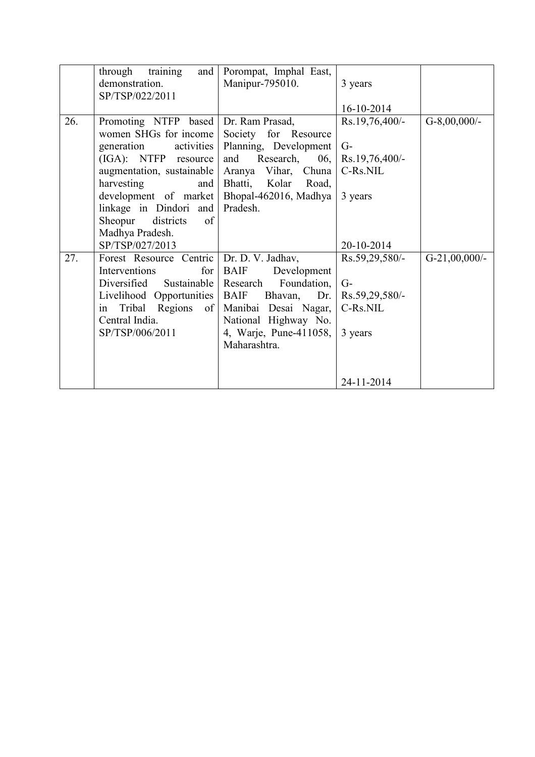| | | | | |
|---|---|---|---|---|
| | through training and demonstration. SP/TSP/022/2011 | Porompat, Imphal East, Manipur-795010. | 3 years<br><br>16-10-2014 | |
| 26. | Promoting NTFP based women SHGs for income generation activities (IGA): NTFP resource augmentation, sustainable harvesting and development of market linkage in Dindori and Sheopur districts of Madhya Pradesh. SP/TSP/027/2013 | Dr. Ram Prasad, Society for Resource Planning, Development and Research, 06, Aranya Vihar, Chuna Bhatti, Kolar Road, Bhopal-462016, Madhya Pradesh. | Rs.19,76,400/-<br><br>G-Rs.19,76,400/-<br>C-Rs.NIL<br><br>3 years<br><br>20-10-2014 | G-8,00,000/- |
| 27. | Forest Resource Centric Interventions for Diversified Sustainable Livelihood Opportunities in Tribal Regions of Central India. SP/TSP/006/2011 | Dr. D. V. Jadhav, BAIF Development Research Foundation, BAIF Bhavan, Dr. Manibai Desai Nagar, National Highway No. 4, Warje, Pune-411058, Maharashtra. | Rs.59,29,580/-<br><br>G-Rs.59,29,580/-<br>C-Rs.NIL<br><br>3 years<br><br>24-11-2014 | G-21,00,000/- |